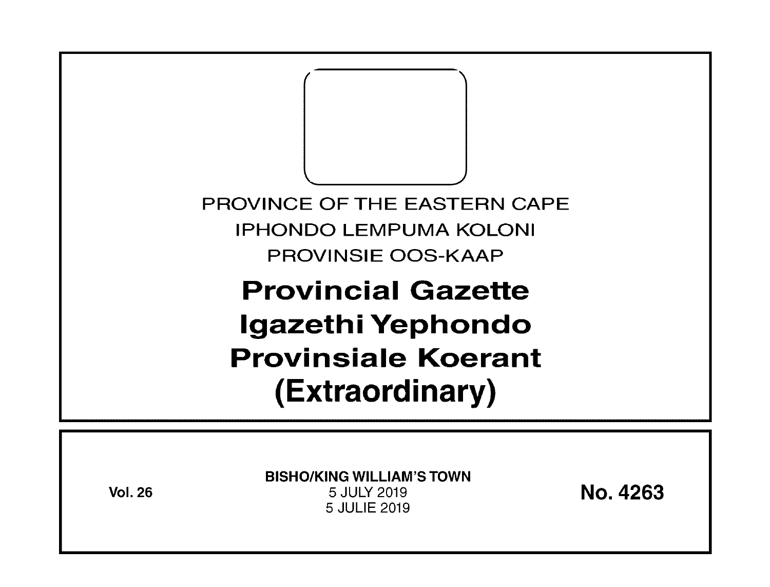PROVINCE OF THE EASTERN CAPE

IPHONDO LEMPUMA KOLONI

PROVINSIE OOS-KAAP

# Provincial Gazette
# Igazethi Yephondo
# Provinsiale Koerant
# (Extraordinary)

**Vol. 26**

**BISHO/KING WILLIAM'S TOWN**

5 JULY 2019

5 JULIE 2019

**No. 4263**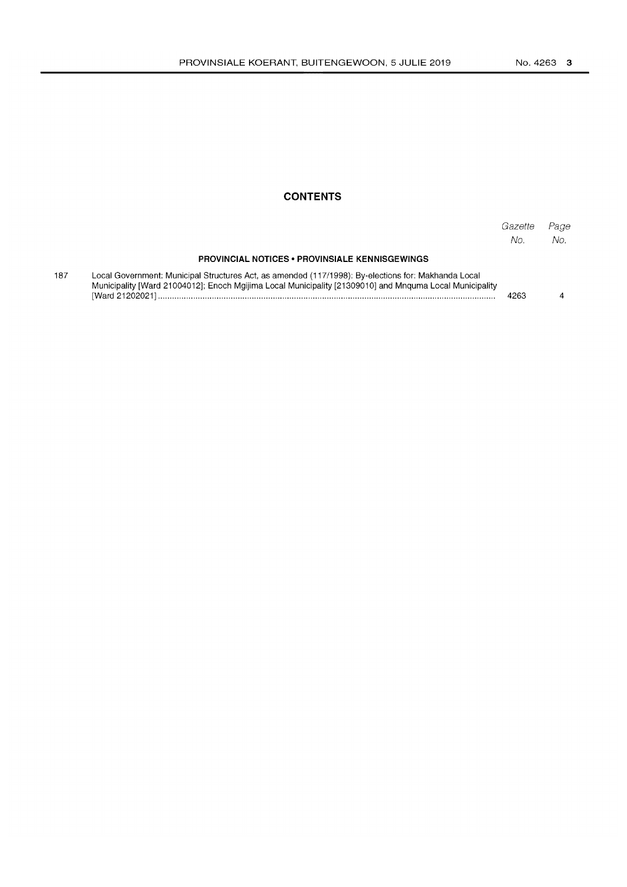## CONTENTS

| | | *Gazette No.* | *Page No.* |
|---|---|---|---|
| | **PROVINCIAL NOTICES • PROVINCIALE KENNISGEWINGS** | | |
| 187 | Local Government: Municipal Structures Act, as amended (117/1998): By-elections for: Makhanda Local Municipality [Ward 21004012]; Enoch Mgijima Local Municipality [21309010] and Mnquma Local Municipality [Ward 21202021] | 4263 | 4 |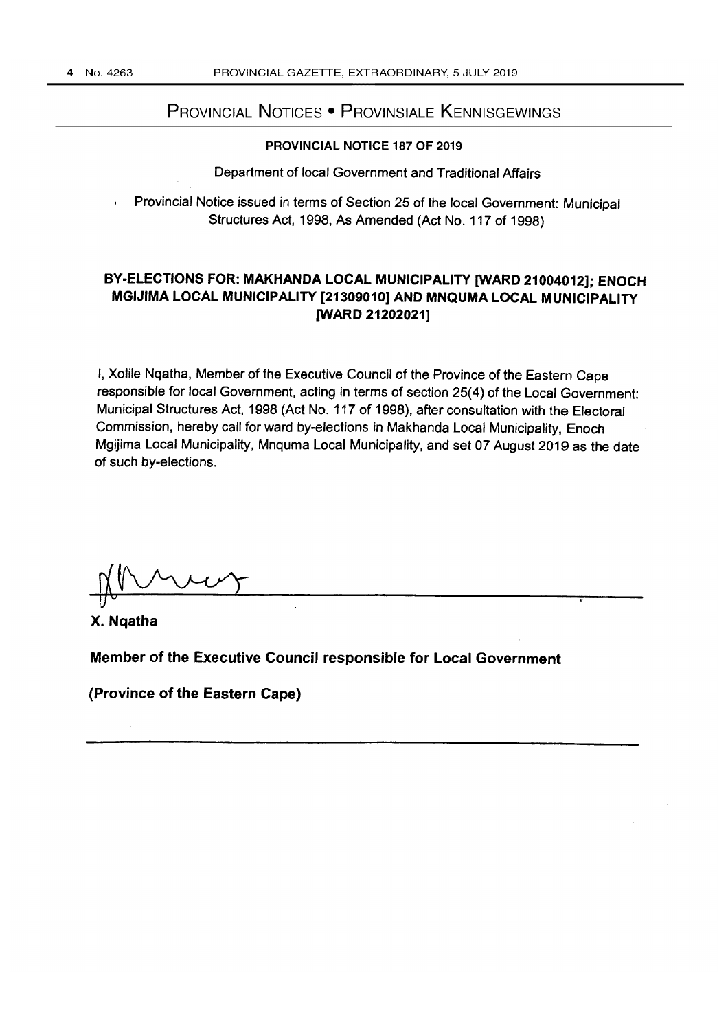# Provincial Notices • Provinsiale Kennisgewings

**PROVINCIAL NOTICE 187 OF 2019**

Department of local Government and Traditional Affairs

Provincial Notice issued in terms of Section 25 of the local Government: Municipal Structures Act, 1998, As Amended (Act No. 117 of 1998)

## BY-ELECTIONS FOR: MAKHANDA LOCAL MUNICIPALITY [WARD 21004012]; ENOCH MGIJIMA LOCAL MUNICIPALITY [21309010] AND MNQUMA LOCAL MUNICIPALITY [WARD 21202021]

I, Xolile Nqatha, Member of the Executive Council of the Province of the Eastern Cape responsible for local Government, acting in terms of section 25(4) of the Local Government: Municipal Structures Act, 1998 (Act No. 117 of 1998), after consultation with the Electoral Commission, hereby call for ward by-elections in Makhanda Local Municipality, Enoch Mgijima Local Municipality, Mnquma Local Municipality, and set 07 August 2019 as the date of such by-elections.

**X. Nqatha**

**Member of the Executive Council responsible for Local Government**

**(Province of the Eastern Cape)**